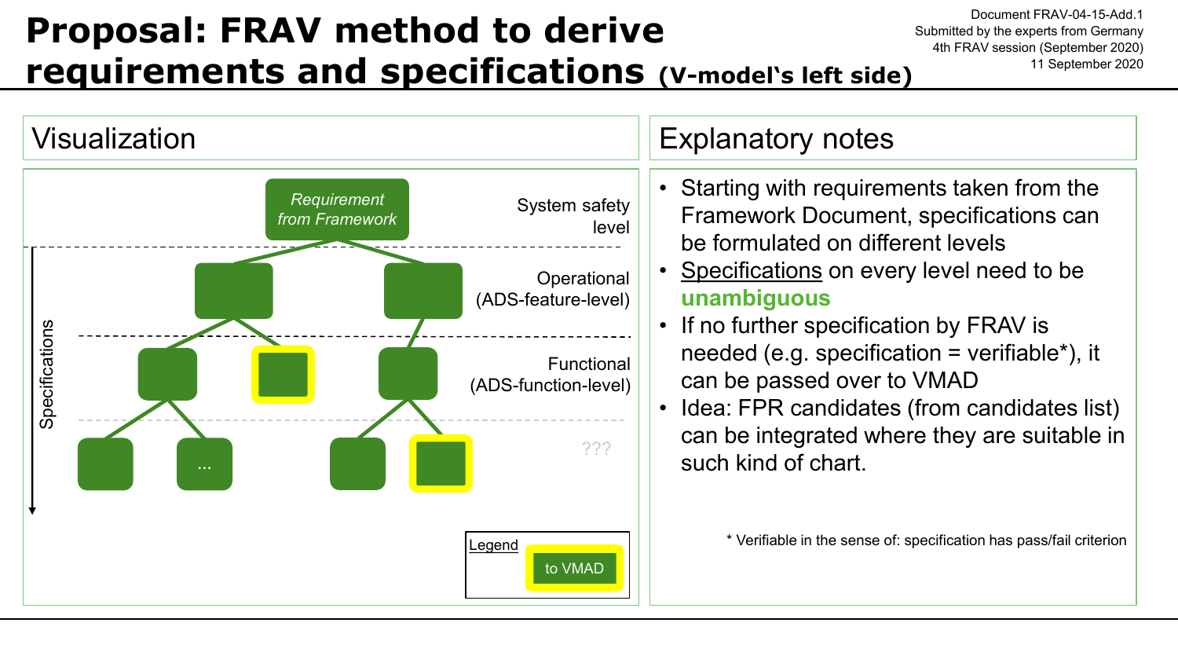# Proposal: FRAV method to derive requirements and specifications (V-model's left side)

Document FRAV-04-15-Add.1
Submitted by the experts from Germany
4th FRAV session (September 2020)
11 September 2020

## Visualization

*Requirement from Framework* — System safety level

Operational (ADS-feature-level)

Functional (ADS-function-level)

???

Specifications

...

Legend: to VMAD

## Explanatory notes

- Starting with requirements taken from the Framework Document, specifications can be formulated on different levels
- Specifications on every level need to be **unambiguous**
- If no further specification by FRAV is needed (e.g. specification = verifiable*), it can be passed over to VMAD
- Idea: FPR candidates (from candidates list) can be integrated where they are suitable in such kind of chart.

* Verifiable in the sense of: specification has pass/fail criterion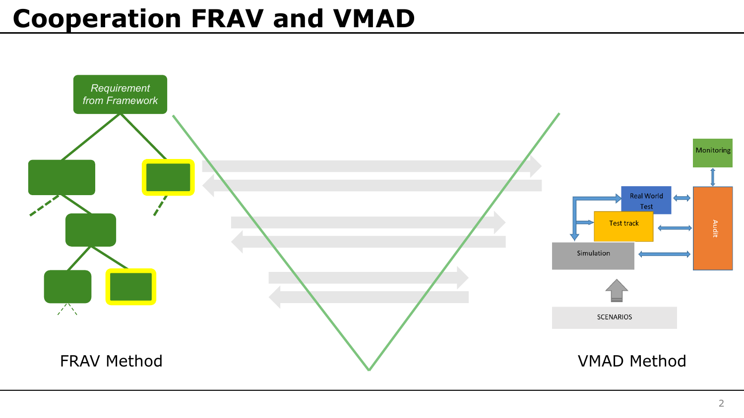# Cooperation FRAV and VMAD

*Requirement from Framework*

Monitoring

Real World Test

Test track

Simulation

Audit

SCENARIOS

FRAV Method

VMAD Method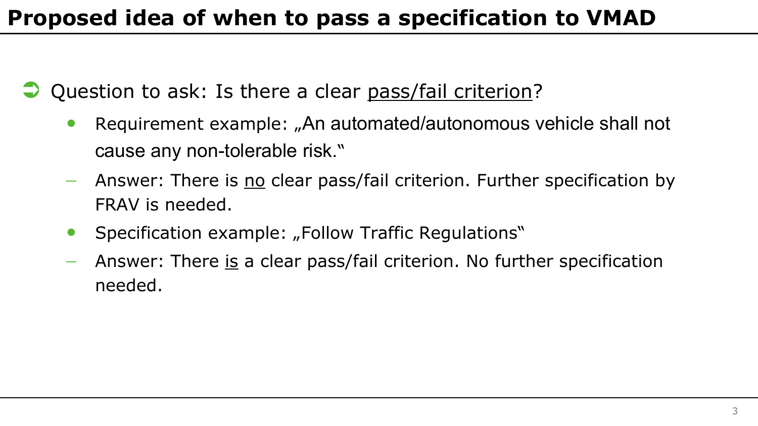# Proposed idea of when to pass a specification to VMAD

- Question to ask: Is there a clear <u>pass/fail criterion</u>?
  - Requirement example: „An automated/autonomous vehicle shall not cause any non-tolerable risk."
    - Answer: There is <u>no</u> clear pass/fail criterion. Further specification by FRAV is needed.
  - Specification example: „Follow Traffic Regulations"
    - Answer: There <u>is</u> a clear pass/fail criterion. No further specification needed.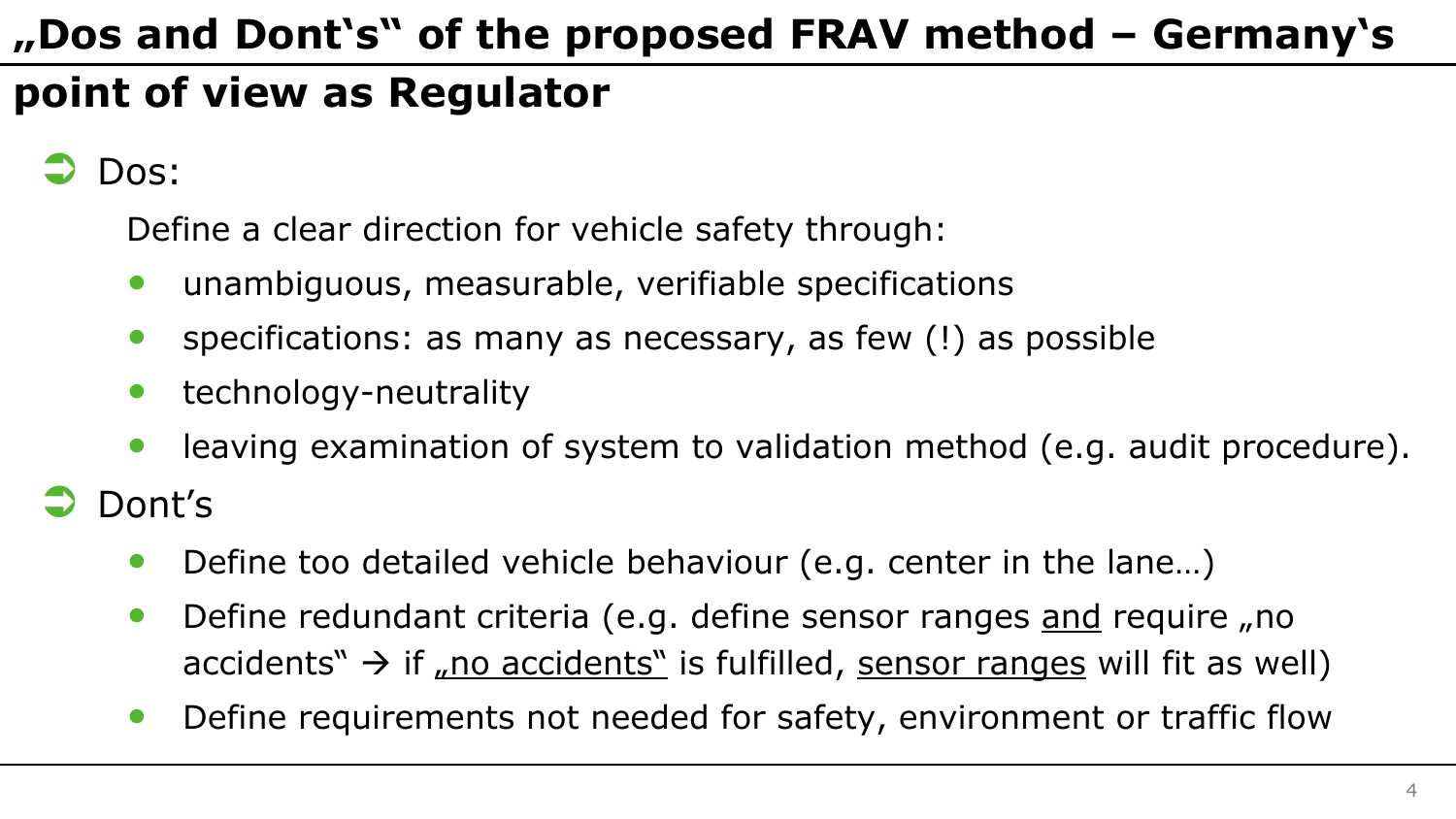# „Dos and Dont's" of the proposed FRAV method – Germany's point of view as Regulator

- Dos:

  Define a clear direction for vehicle safety through:

  - unambiguous, measurable, verifiable specifications
  - specifications: as many as necessary, as few (!) as possible
  - technology-neutrality
  - leaving examination of system to validation method (e.g. audit procedure).

- Dont's
  - Define too detailed vehicle behaviour (e.g. center in the lane…)
  - Define redundant criteria (e.g. define sensor ranges <u>and</u> require „no accidents" → if <u>„no accidents"</u> is fulfilled, <u>sensor ranges</u> will fit as well)
  - Define requirements not needed for safety, environment or traffic flow